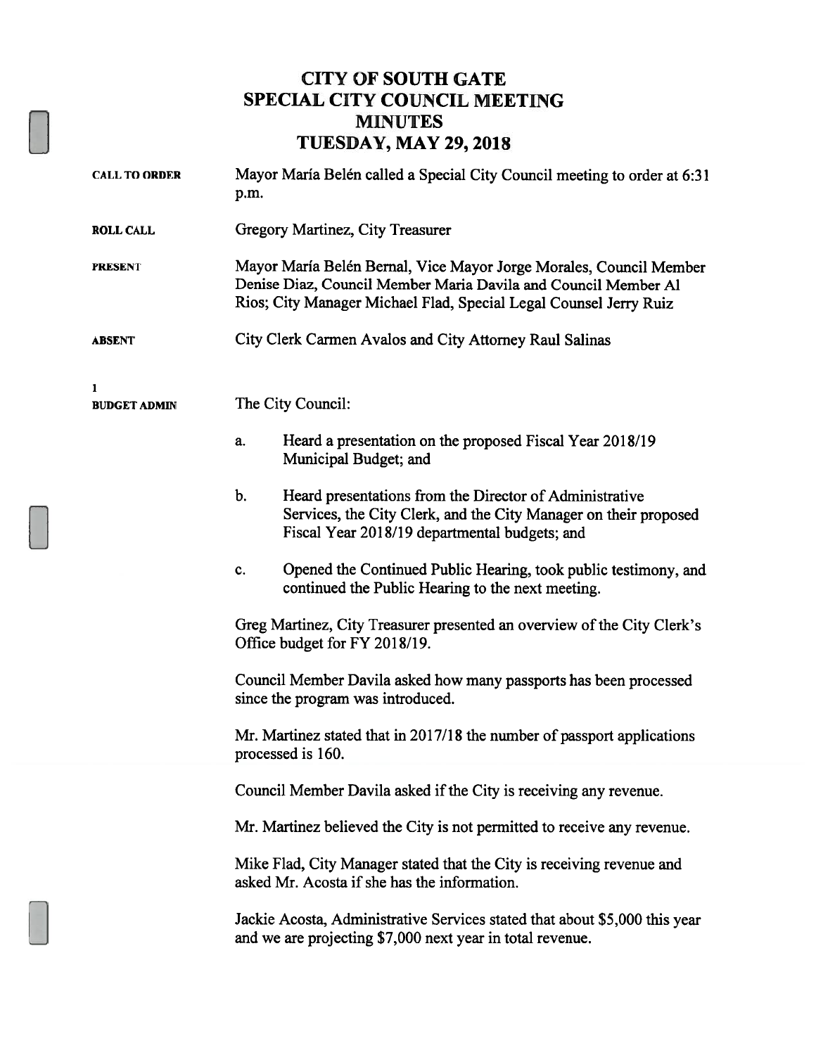# CITY OF SOUTH GATE
# SPECIAL CITY COUNCIL MEETING
# MINUTES
# TUESDAY, MAY 29, 2018

**CALL TO ORDER**

Mayor María Belén called a Special City Council meeting to order at 6:31 p.m.

**ROLL CALL**

Gregory Martinez, City Treasurer

**PRESENT**

Mayor María Belén Bernal, Vice Mayor Jorge Morales, Council Member Denise Diaz, Council Member Maria Davila and Council Member Al Rios; City Manager Michael Flad, Special Legal Counsel Jerry Ruiz

**ABSENT**

City Clerk Carmen Avalos and City Attorney Raul Salinas

**1**
**BUDGET ADMIN**

The City Council:

a. Heard a presentation on the proposed Fiscal Year 2018/19 Municipal Budget; and

b. Heard presentations from the Director of Administrative Services, the City Clerk, and the City Manager on their proposed Fiscal Year 2018/19 departmental budgets; and

c. Opened the Continued Public Hearing, took public testimony, and continued the Public Hearing to the next meeting.

Greg Martinez, City Treasurer presented an overview of the City Clerk's Office budget for FY 2018/19.

Council Member Davila asked how many passports has been processed since the program was introduced.

Mr. Martinez stated that in 2017/18 the number of passport applications processed is 160.

Council Member Davila asked if the City is receiving any revenue.

Mr. Martinez believed the City is not permitted to receive any revenue.

Mike Flad, City Manager stated that the City is receiving revenue and asked Mr. Acosta if she has the information.

Jackie Acosta, Administrative Services stated that about $5,000 this year and we are projecting $7,000 next year in total revenue.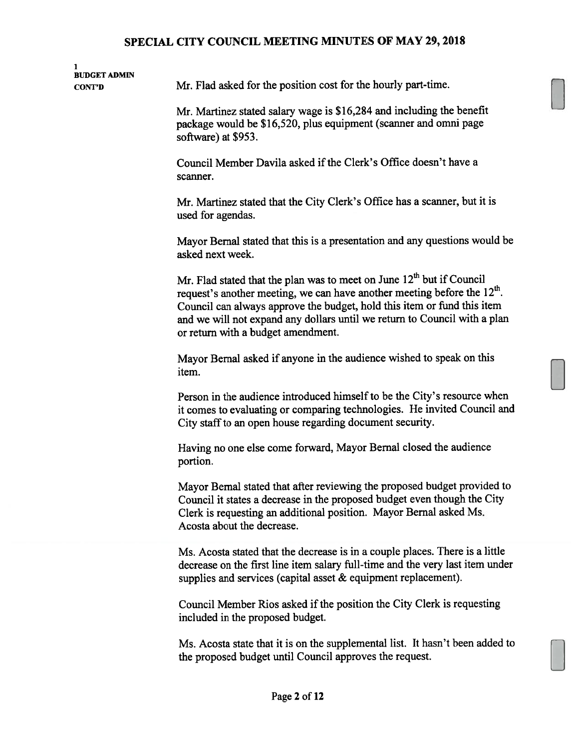1
BUDGET ADMIN
CONT'D

Mr. Flad asked for the position cost for the hourly part-time.

Mr. Martinez stated salary wage is $16,284 and including the benefit package would be $16,520, plus equipment (scanner and omni page software) at $953.

Council Member Davila asked if the Clerk's Office doesn't have a scanner.

Mr. Martinez stated that the City Clerk's Office has a scanner, but it is used for agendas.

Mayor Bernal stated that this is a presentation and any questions would be asked next week.

Mr. Flad stated that the plan was to meet on June 12th but if Council request's another meeting, we can have another meeting before the 12th. Council can always approve the budget, hold this item or fund this item and we will not expand any dollars until we return to Council with a plan or return with a budget amendment.

Mayor Bernal asked if anyone in the audience wished to speak on this item.

Person in the audience introduced himself to be the City's resource when it comes to evaluating or comparing technologies. He invited Council and City staff to an open house regarding document security.

Having no one else come forward, Mayor Bernal closed the audience portion.

Mayor Bernal stated that after reviewing the proposed budget provided to Council it states a decrease in the proposed budget even though the City Clerk is requesting an additional position. Mayor Bernal asked Ms. Acosta about the decrease.

Ms. Acosta stated that the decrease is in a couple places. There is a little decrease on the first line item salary full-time and the very last item under supplies and services (capital asset & equipment replacement).

Council Member Rios asked if the position the City Clerk is requesting included in the proposed budget.

Ms. Acosta state that it is on the supplemental list. It hasn't been added to the proposed budget until Council approves the request.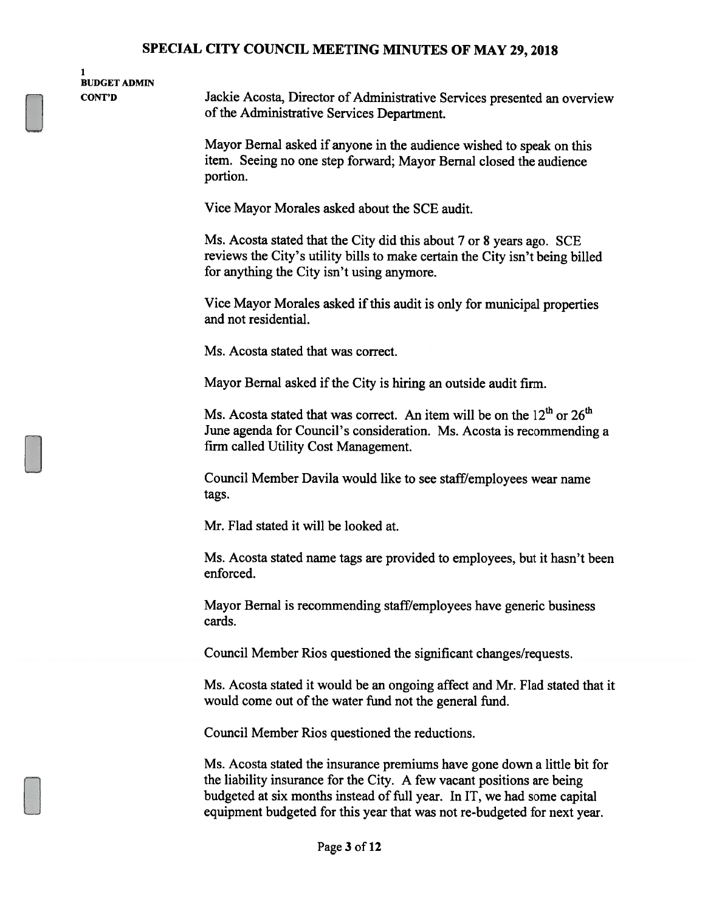1
BUDGET ADMIN
CONT'D

Jackie Acosta, Director of Administrative Services presented an overview of the Administrative Services Department.

Mayor Bernal asked if anyone in the audience wished to speak on this item. Seeing no one step forward; Mayor Bernal closed the audience portion.

Vice Mayor Morales asked about the SCE audit.

Ms. Acosta stated that the City did this about 7 or 8 years ago. SCE reviews the City's utility bills to make certain the City isn't being billed for anything the City isn't using anymore.

Vice Mayor Morales asked if this audit is only for municipal properties and not residential.

Ms. Acosta stated that was correct.

Mayor Bernal asked if the City is hiring an outside audit firm.

Ms. Acosta stated that was correct. An item will be on the 12th or 26th June agenda for Council's consideration. Ms. Acosta is recommending a firm called Utility Cost Management.

Council Member Davila would like to see staff/employees wear name tags.

Mr. Flad stated it will be looked at.

Ms. Acosta stated name tags are provided to employees, but it hasn't been enforced.

Mayor Bernal is recommending staff/employees have generic business cards.

Council Member Rios questioned the significant changes/requests.

Ms. Acosta stated it would be an ongoing affect and Mr. Flad stated that it would come out of the water fund not the general fund.

Council Member Rios questioned the reductions.

Ms. Acosta stated the insurance premiums have gone down a little bit for the liability insurance for the City. A few vacant positions are being budgeted at six months instead of full year. In IT, we had some capital equipment budgeted for this year that was not re-budgeted for next year.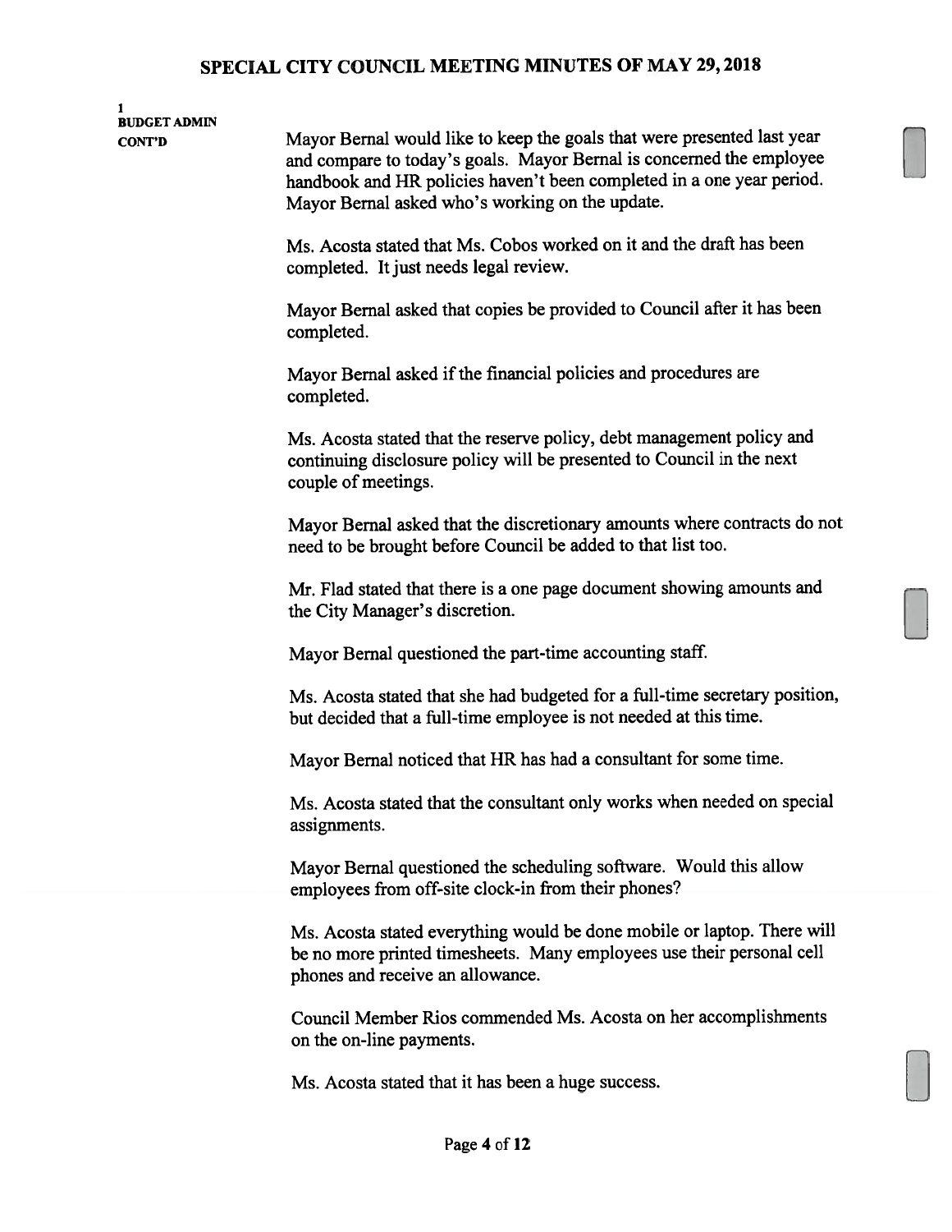**1**
**BUDGET ADMIN CONT'D**

Mayor Bernal would like to keep the goals that were presented last year and compare to today's goals. Mayor Bernal is concerned the employee handbook and HR policies haven't been completed in a one year period. Mayor Bernal asked who's working on the update.

Ms. Acosta stated that Ms. Cobos worked on it and the draft has been completed. It just needs legal review.

Mayor Bernal asked that copies be provided to Council after it has been completed.

Mayor Bernal asked if the financial policies and procedures are completed.

Ms. Acosta stated that the reserve policy, debt management policy and continuing disclosure policy will be presented to Council in the next couple of meetings.

Mayor Bernal asked that the discretionary amounts where contracts do not need to be brought before Council be added to that list too.

Mr. Flad stated that there is a one page document showing amounts and the City Manager's discretion.

Mayor Bernal questioned the part-time accounting staff.

Ms. Acosta stated that she had budgeted for a full-time secretary position, but decided that a full-time employee is not needed at this time.

Mayor Bernal noticed that HR has had a consultant for some time.

Ms. Acosta stated that the consultant only works when needed on special assignments.

Mayor Bernal questioned the scheduling software. Would this allow employees from off-site clock-in from their phones?

Ms. Acosta stated everything would be done mobile or laptop. There will be no more printed timesheets. Many employees use their personal cell phones and receive an allowance.

Council Member Rios commended Ms. Acosta on her accomplishments on the on-line payments.

Ms. Acosta stated that it has been a huge success.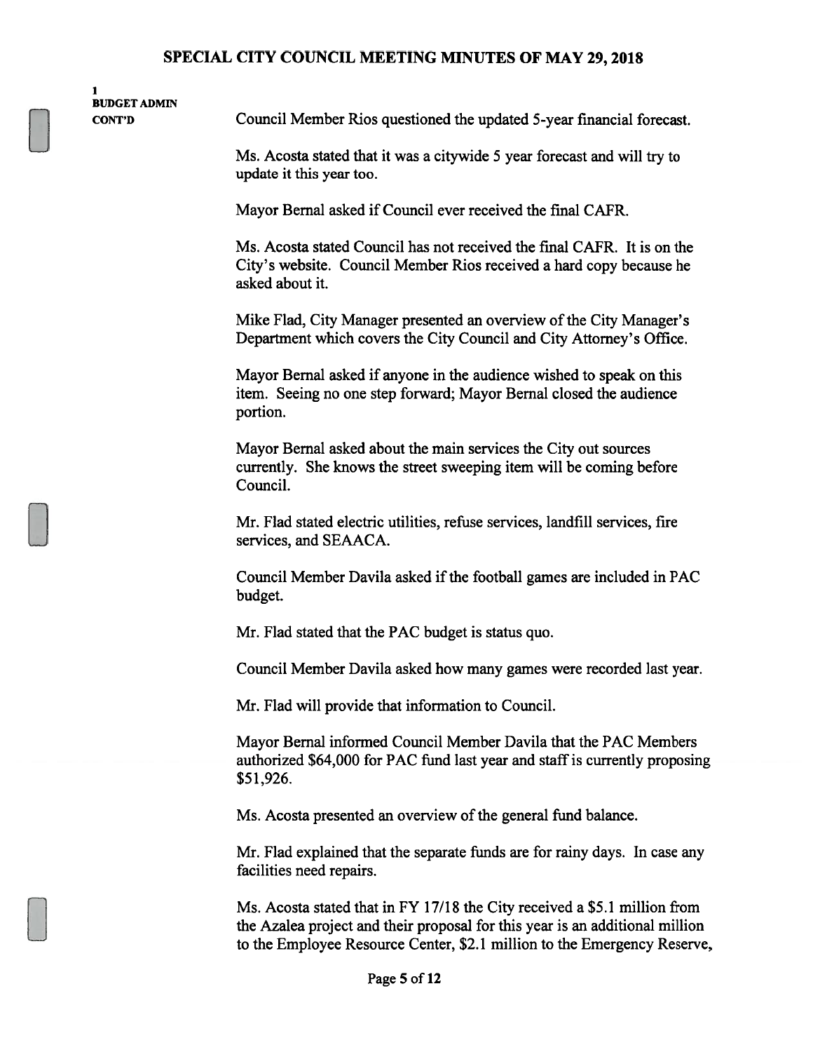**1**
**BUDGET ADMIN CONT'D**

Council Member Rios questioned the updated 5-year financial forecast.

Ms. Acosta stated that it was a citywide 5 year forecast and will try to update it this year too.

Mayor Bernal asked if Council ever received the final CAFR.

Ms. Acosta stated Council has not received the final CAFR. It is on the City's website. Council Member Rios received a hard copy because he asked about it.

Mike Flad, City Manager presented an overview of the City Manager's Department which covers the City Council and City Attorney's Office.

Mayor Bernal asked if anyone in the audience wished to speak on this item. Seeing no one step forward; Mayor Bernal closed the audience portion.

Mayor Bernal asked about the main services the City out sources currently. She knows the street sweeping item will be coming before Council.

Mr. Flad stated electric utilities, refuse services, landfill services, fire services, and SEAACA.

Council Member Davila asked if the football games are included in PAC budget.

Mr. Flad stated that the PAC budget is status quo.

Council Member Davila asked how many games were recorded last year.

Mr. Flad will provide that information to Council.

Mayor Bernal informed Council Member Davila that the PAC Members authorized $64,000 for PAC fund last year and staff is currently proposing $51,926.

Ms. Acosta presented an overview of the general fund balance.

Mr. Flad explained that the separate funds are for rainy days. In case any facilities need repairs.

Ms. Acosta stated that in FY 17/18 the City received a $5.1 million from the Azalea project and their proposal for this year is an additional million to the Employee Resource Center, $2.1 million to the Emergency Reserve,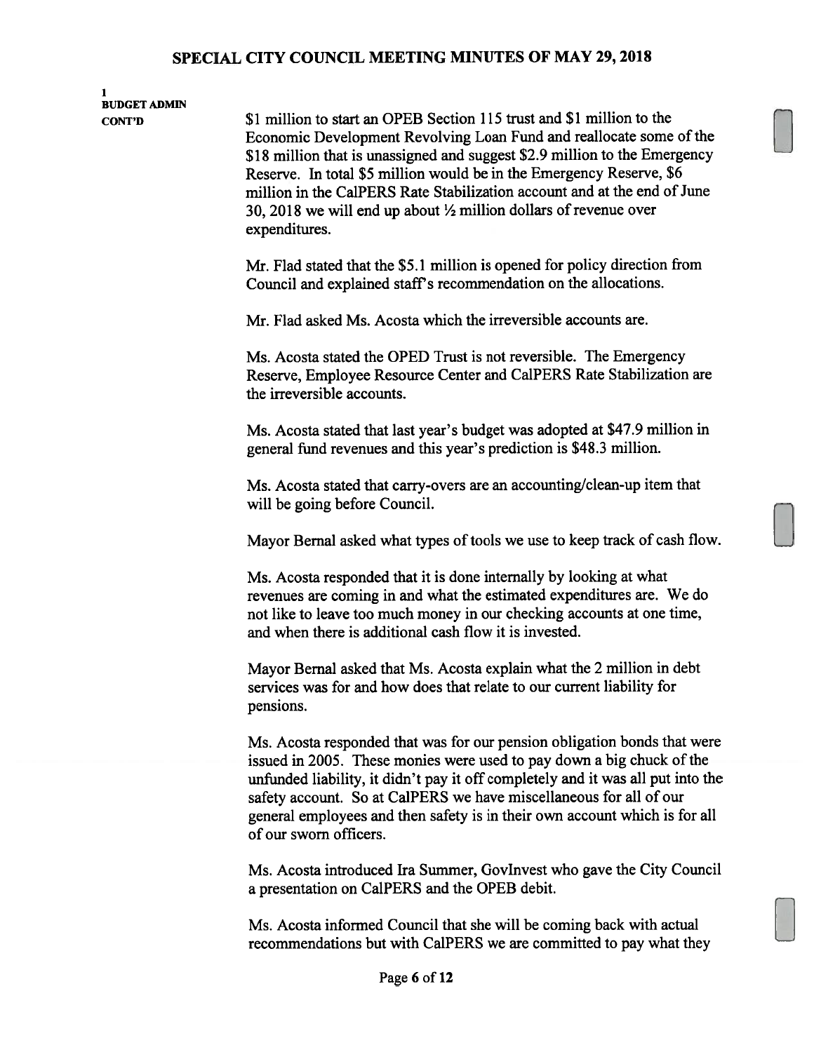1
BUDGET ADMIN
CONT'D

$1 million to start an OPEB Section 115 trust and $1 million to the Economic Development Revolving Loan Fund and reallocate some of the $18 million that is unassigned and suggest $2.9 million to the Emergency Reserve. In total $5 million would be in the Emergency Reserve, $6 million in the CalPERS Rate Stabilization account and at the end of June 30, 2018 we will end up about ½ million dollars of revenue over expenditures.

Mr. Flad stated that the $5.1 million is opened for policy direction from Council and explained staff's recommendation on the allocations.

Mr. Flad asked Ms. Acosta which the irreversible accounts are.

Ms. Acosta stated the OPED Trust is not reversible. The Emergency Reserve, Employee Resource Center and CalPERS Rate Stabilization are the irreversible accounts.

Ms. Acosta stated that last year's budget was adopted at $47.9 million in general fund revenues and this year's prediction is $48.3 million.

Ms. Acosta stated that carry-overs are an accounting/clean-up item that will be going before Council.

Mayor Bernal asked what types of tools we use to keep track of cash flow.

Ms. Acosta responded that it is done internally by looking at what revenues are coming in and what the estimated expenditures are. We do not like to leave too much money in our checking accounts at one time, and when there is additional cash flow it is invested.

Mayor Bernal asked that Ms. Acosta explain what the 2 million in debt services was for and how does that relate to our current liability for pensions.

Ms. Acosta responded that was for our pension obligation bonds that were issued in 2005. These monies were used to pay down a big chuck of the unfunded liability, it didn't pay it off completely and it was all put into the safety account. So at CalPERS we have miscellaneous for all of our general employees and then safety is in their own account which is for all of our sworn officers.

Ms. Acosta introduced Ira Summer, GovInvest who gave the City Council a presentation on CalPERS and the OPEB debit.

Ms. Acosta informed Council that she will be coming back with actual recommendations but with CalPERS we are committed to pay what they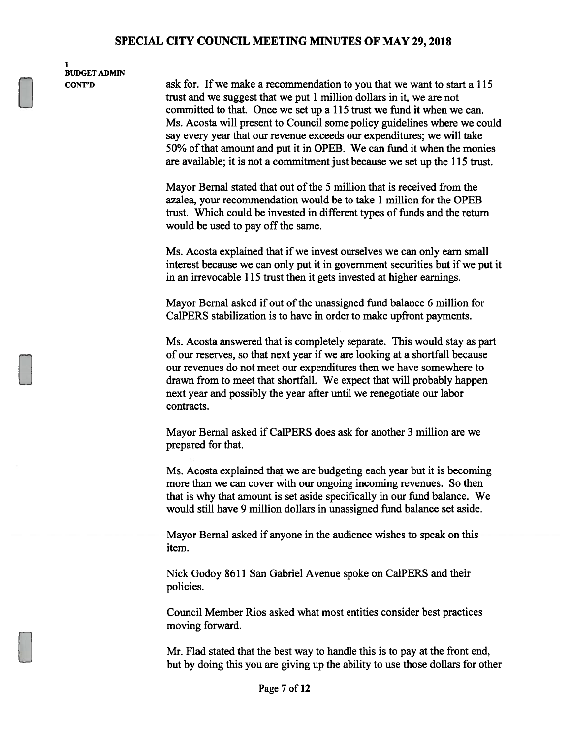**1**
**BUDGET ADMIN**
**CONT'D**

ask for. If we make a recommendation to you that we want to start a 115 trust and we suggest that we put 1 million dollars in it, we are not committed to that. Once we set up a 115 trust we fund it when we can. Ms. Acosta will present to Council some policy guidelines where we could say every year that our revenue exceeds our expenditures; we will take 50% of that amount and put it in OPEB. We can fund it when the monies are available; it is not a commitment just because we set up the 115 trust.

Mayor Bernal stated that out of the 5 million that is received from the azalea, your recommendation would be to take 1 million for the OPEB trust. Which could be invested in different types of funds and the return would be used to pay off the same.

Ms. Acosta explained that if we invest ourselves we can only earn small interest because we can only put it in government securities but if we put it in an irrevocable 115 trust then it gets invested at higher earnings.

Mayor Bernal asked if out of the unassigned fund balance 6 million for CalPERS stabilization is to have in order to make upfront payments.

Ms. Acosta answered that is completely separate. This would stay as part of our reserves, so that next year if we are looking at a shortfall because our revenues do not meet our expenditures then we have somewhere to drawn from to meet that shortfall. We expect that will probably happen next year and possibly the year after until we renegotiate our labor contracts.

Mayor Bernal asked if CalPERS does ask for another 3 million are we prepared for that.

Ms. Acosta explained that we are budgeting each year but it is becoming more than we can cover with our ongoing incoming revenues. So then that is why that amount is set aside specifically in our fund balance. We would still have 9 million dollars in unassigned fund balance set aside.

Mayor Bernal asked if anyone in the audience wishes to speak on this item.

Nick Godoy 8611 San Gabriel Avenue spoke on CalPERS and their policies.

Council Member Rios asked what most entities consider best practices moving forward.

Mr. Flad stated that the best way to handle this is to pay at the front end, but by doing this you are giving up the ability to use those dollars for other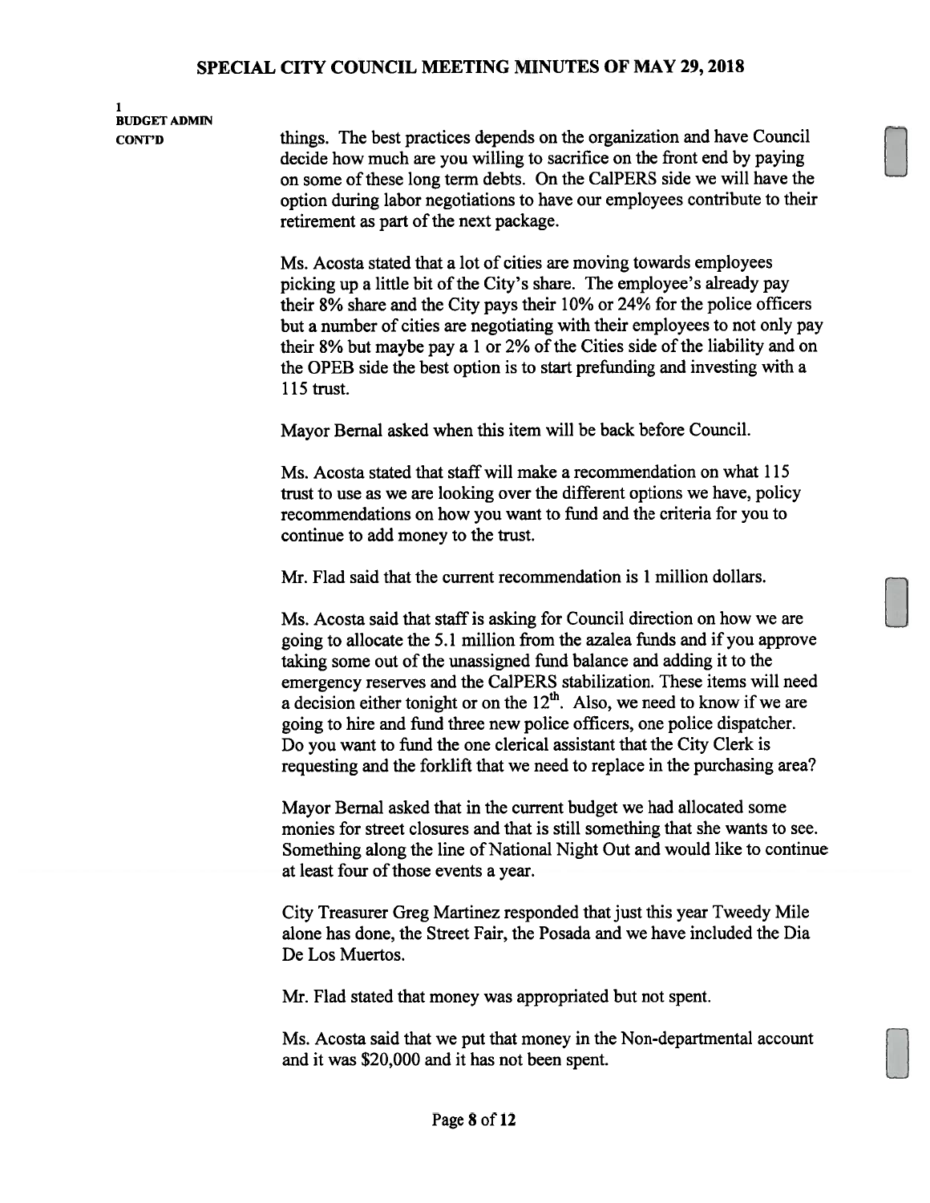1
BUDGET ADMIN
CONT'D

things. The best practices depends on the organization and have Council decide how much are you willing to sacrifice on the front end by paying on some of these long term debts. On the CalPERS side we will have the option during labor negotiations to have our employees contribute to their retirement as part of the next package.

Ms. Acosta stated that a lot of cities are moving towards employees picking up a little bit of the City's share. The employee's already pay their 8% share and the City pays their 10% or 24% for the police officers but a number of cities are negotiating with their employees to not only pay their 8% but maybe pay a 1 or 2% of the Cities side of the liability and on the OPEB side the best option is to start prefunding and investing with a 115 trust.

Mayor Bernal asked when this item will be back before Council.

Ms. Acosta stated that staff will make a recommendation on what 115 trust to use as we are looking over the different options we have, policy recommendations on how you want to fund and the criteria for you to continue to add money to the trust.

Mr. Flad said that the current recommendation is 1 million dollars.

Ms. Acosta said that staff is asking for Council direction on how we are going to allocate the 5.1 million from the azalea funds and if you approve taking some out of the unassigned fund balance and adding it to the emergency reserves and the CalPERS stabilization. These items will need a decision either tonight or on the 12th. Also, we need to know if we are going to hire and fund three new police officers, one police dispatcher. Do you want to fund the one clerical assistant that the City Clerk is requesting and the forklift that we need to replace in the purchasing area?

Mayor Bernal asked that in the current budget we had allocated some monies for street closures and that is still something that she wants to see. Something along the line of National Night Out and would like to continue at least four of those events a year.

City Treasurer Greg Martinez responded that just this year Tweedy Mile alone has done, the Street Fair, the Posada and we have included the Dia De Los Muertos.

Mr. Flad stated that money was appropriated but not spent.

Ms. Acosta said that we put that money in the Non-departmental account and it was $20,000 and it has not been spent.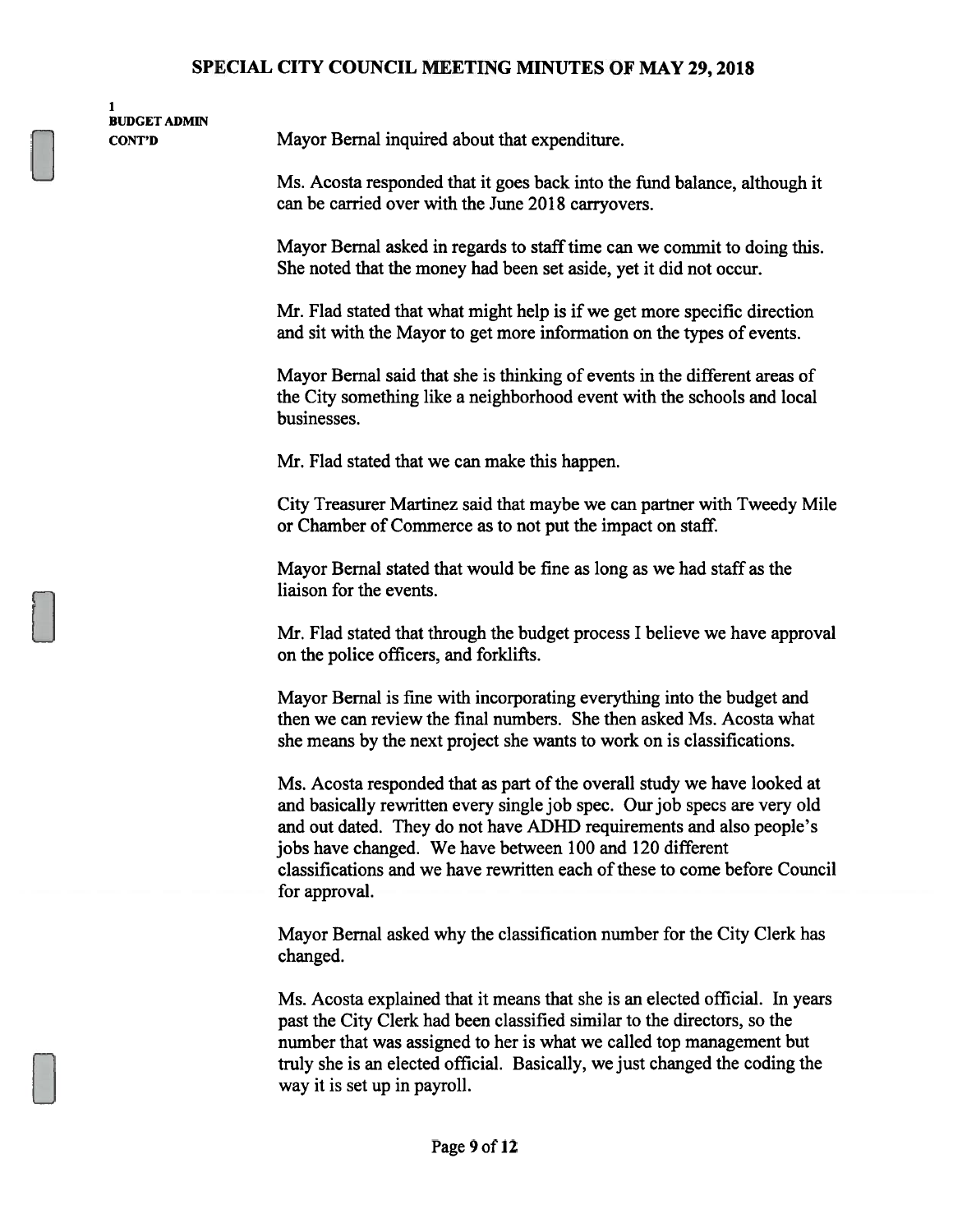1
BUDGET ADMIN
CONT'D

Mayor Bernal inquired about that expenditure.

Ms. Acosta responded that it goes back into the fund balance, although it can be carried over with the June 2018 carryovers.

Mayor Bernal asked in regards to staff time can we commit to doing this. She noted that the money had been set aside, yet it did not occur.

Mr. Flad stated that what might help is if we get more specific direction and sit with the Mayor to get more information on the types of events.

Mayor Bernal said that she is thinking of events in the different areas of the City something like a neighborhood event with the schools and local businesses.

Mr. Flad stated that we can make this happen.

City Treasurer Martinez said that maybe we can partner with Tweedy Mile or Chamber of Commerce as to not put the impact on staff.

Mayor Bernal stated that would be fine as long as we had staff as the liaison for the events.

Mr. Flad stated that through the budget process I believe we have approval on the police officers, and forklifts.

Mayor Bernal is fine with incorporating everything into the budget and then we can review the final numbers. She then asked Ms. Acosta what she means by the next project she wants to work on is classifications.

Ms. Acosta responded that as part of the overall study we have looked at and basically rewritten every single job spec. Our job specs are very old and out dated. They do not have ADHD requirements and also people's jobs have changed. We have between 100 and 120 different classifications and we have rewritten each of these to come before Council for approval.

Mayor Bernal asked why the classification number for the City Clerk has changed.

Ms. Acosta explained that it means that she is an elected official. In years past the City Clerk had been classified similar to the directors, so the number that was assigned to her is what we called top management but truly she is an elected official. Basically, we just changed the coding the way it is set up in payroll.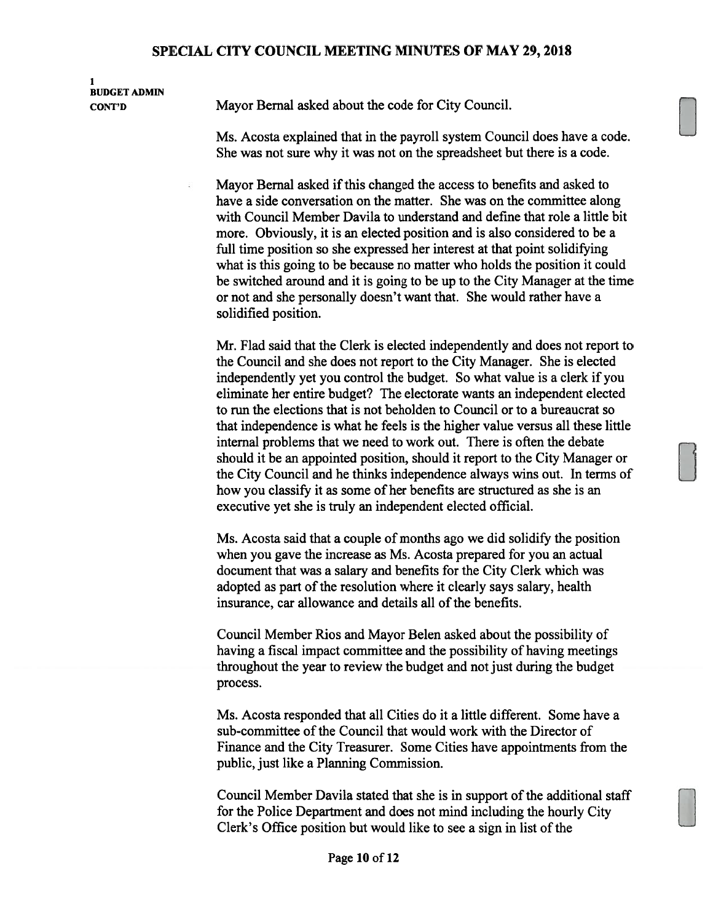1
BUDGET ADMIN
CONT'D

Mayor Bernal asked about the code for City Council.

Ms. Acosta explained that in the payroll system Council does have a code. She was not sure why it was not on the spreadsheet but there is a code.

Mayor Bernal asked if this changed the access to benefits and asked to have a side conversation on the matter. She was on the committee along with Council Member Davila to understand and define that role a little bit more. Obviously, it is an elected position and is also considered to be a full time position so she expressed her interest at that point solidifying what is this going to be because no matter who holds the position it could be switched around and it is going to be up to the City Manager at the time or not and she personally doesn't want that. She would rather have a solidified position.

Mr. Flad said that the Clerk is elected independently and does not report to the Council and she does not report to the City Manager. She is elected independently yet you control the budget. So what value is a clerk if you eliminate her entire budget? The electorate wants an independent elected to run the elections that is not beholden to Council or to a bureaucrat so that independence is what he feels is the higher value versus all these little internal problems that we need to work out. There is often the debate should it be an appointed position, should it report to the City Manager or the City Council and he thinks independence always wins out. In terms of how you classify it as some of her benefits are structured as she is an executive yet she is truly an independent elected official.

Ms. Acosta said that a couple of months ago we did solidify the position when you gave the increase as Ms. Acosta prepared for you an actual document that was a salary and benefits for the City Clerk which was adopted as part of the resolution where it clearly says salary, health insurance, car allowance and details all of the benefits.

Council Member Rios and Mayor Belen asked about the possibility of having a fiscal impact committee and the possibility of having meetings throughout the year to review the budget and not just during the budget process.

Ms. Acosta responded that all Cities do it a little different. Some have a sub-committee of the Council that would work with the Director of Finance and the City Treasurer. Some Cities have appointments from the public, just like a Planning Commission.

Council Member Davila stated that she is in support of the additional staff for the Police Department and does not mind including the hourly City Clerk's Office position but would like to see a sign in list of the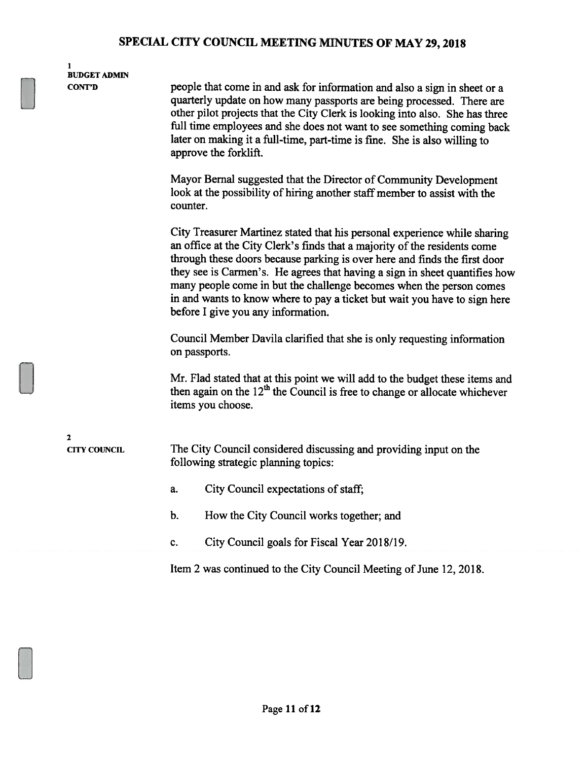**1**
**BUDGET ADMIN**
**CONT'D**

people that come in and ask for information and also a sign in sheet or a quarterly update on how many passports are being processed. There are other pilot projects that the City Clerk is looking into also. She has three full time employees and she does not want to see something coming back later on making it a full-time, part-time is fine. She is also willing to approve the forklift.

Mayor Bernal suggested that the Director of Community Development look at the possibility of hiring another staff member to assist with the counter.

City Treasurer Martinez stated that his personal experience while sharing an office at the City Clerk's finds that a majority of the residents come through these doors because parking is over here and finds the first door they see is Carmen's. He agrees that having a sign in sheet quantifies how many people come in but the challenge becomes when the person comes in and wants to know where to pay a ticket but wait you have to sign here before I give you any information.

Council Member Davila clarified that she is only requesting information on passports.

Mr. Flad stated that at this point we will add to the budget these items and then again on the 12th the Council is free to change or allocate whichever items you choose.

**2**
**CITY COUNCIL**

The City Council considered discussing and providing input on the following strategic planning topics:

a. City Council expectations of staff;

b. How the City Council works together; and

c. City Council goals for Fiscal Year 2018/19.

Item 2 was continued to the City Council Meeting of June 12, 2018.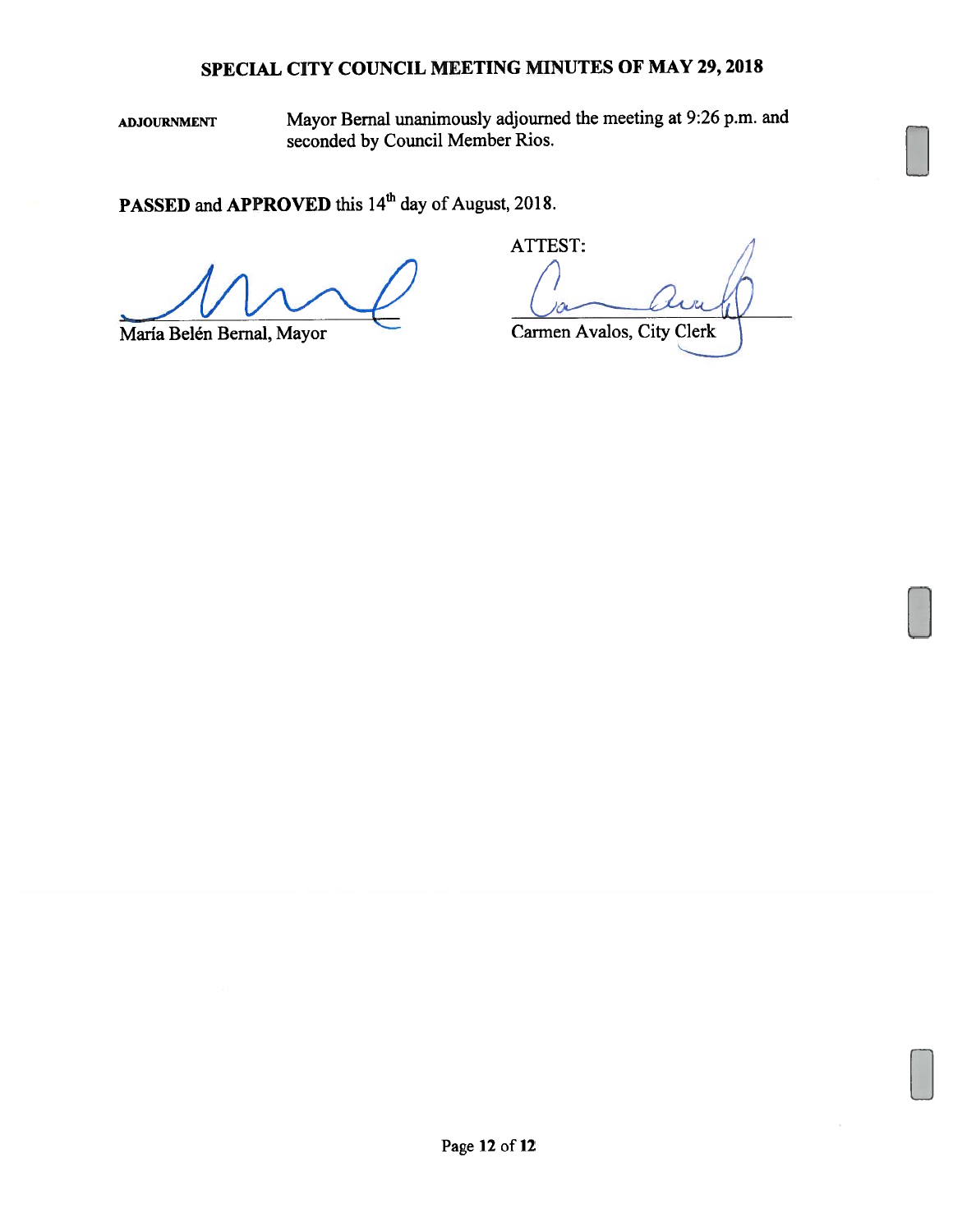## SPECIAL CITY COUNCIL MEETING MINUTES OF MAY 29, 2018

**ADJOURNMENT** Mayor Bernal unanimously adjourned the meeting at 9:26 p.m. and seconded by Council Member Rios.

**PASSED** and **APPROVED** this 14th day of August, 2018.

María Belén Bernal, Mayor

ATTEST:

Carmen Avalos, City Clerk